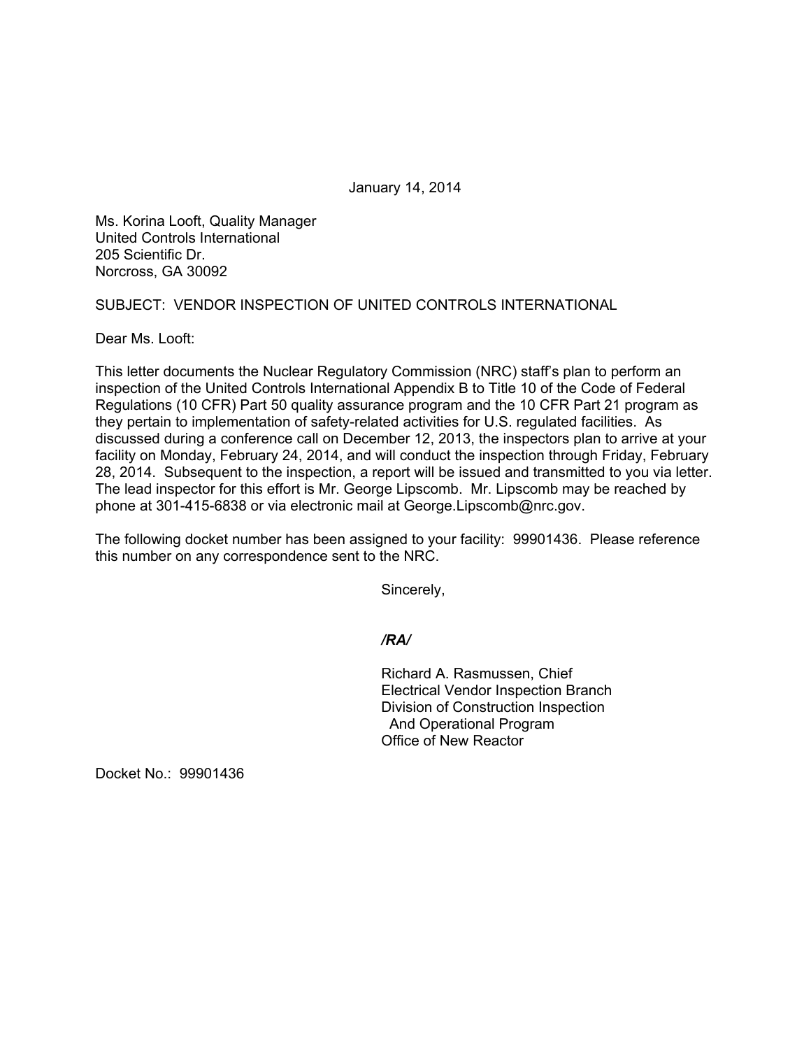January 14, 2014

Ms. Korina Looft, Quality Manager
United Controls International
205 Scientific Dr.
Norcross, GA 30092

SUBJECT: VENDOR INSPECTION OF UNITED CONTROLS INTERNATIONAL

Dear Ms. Looft:

This letter documents the Nuclear Regulatory Commission (NRC) staff's plan to perform an inspection of the United Controls International Appendix B to Title 10 of the Code of Federal Regulations (10 CFR) Part 50 quality assurance program and the 10 CFR Part 21 program as they pertain to implementation of safety-related activities for U.S. regulated facilities. As discussed during a conference call on December 12, 2013, the inspectors plan to arrive at your facility on Monday, February 24, 2014, and will conduct the inspection through Friday, February 28, 2014. Subsequent to the inspection, a report will be issued and transmitted to you via letter. The lead inspector for this effort is Mr. George Lipscomb. Mr. Lipscomb may be reached by phone at 301-415-6838 or via electronic mail at George.Lipscomb@nrc.gov.

The following docket number has been assigned to your facility: 99901436. Please reference this number on any correspondence sent to the NRC.

Sincerely,

***/RA/***

Richard A. Rasmussen, Chief
Electrical Vendor Inspection Branch
Division of Construction Inspection
And Operational Program
Office of New Reactor

Docket No.: 99901436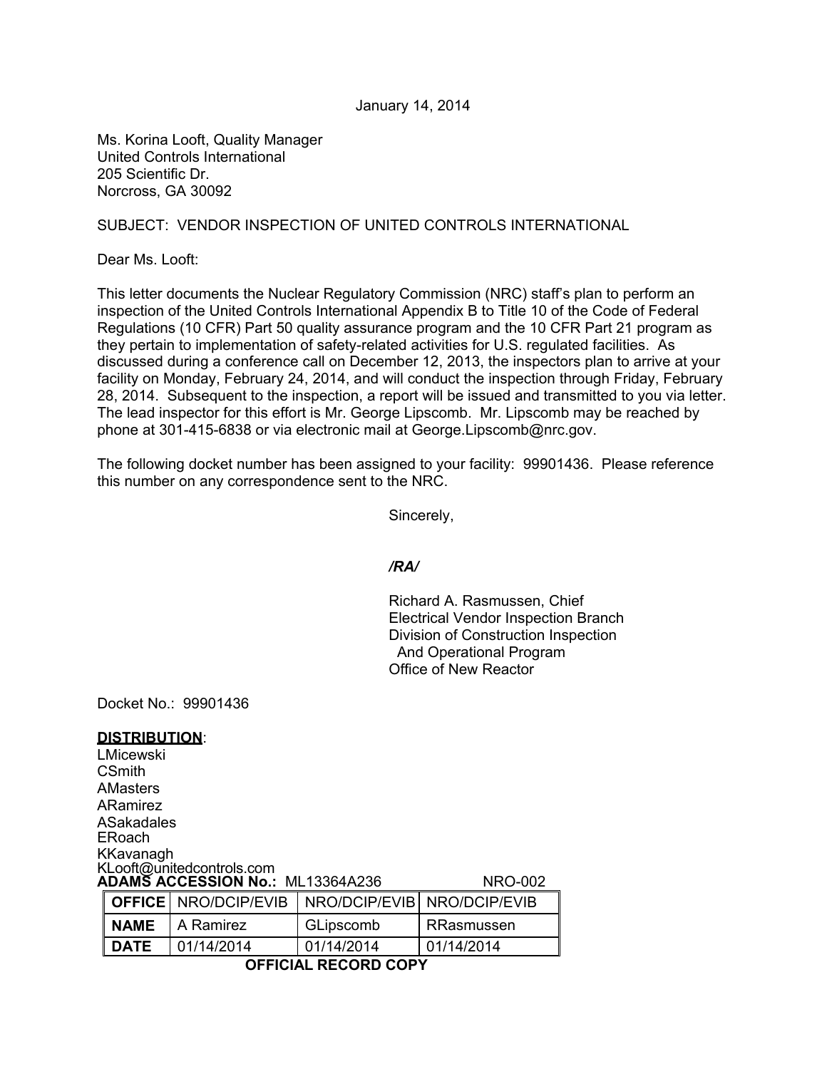January 14, 2014

Ms. Korina Looft, Quality Manager
United Controls International
205 Scientific Dr.
Norcross, GA 30092

SUBJECT: VENDOR INSPECTION OF UNITED CONTROLS INTERNATIONAL

Dear Ms. Looft:

This letter documents the Nuclear Regulatory Commission (NRC) staff's plan to perform an inspection of the United Controls International Appendix B to Title 10 of the Code of Federal Regulations (10 CFR) Part 50 quality assurance program and the 10 CFR Part 21 program as they pertain to implementation of safety-related activities for U.S. regulated facilities. As discussed during a conference call on December 12, 2013, the inspectors plan to arrive at your facility on Monday, February 24, 2014, and will conduct the inspection through Friday, February 28, 2014. Subsequent to the inspection, a report will be issued and transmitted to you via letter. The lead inspector for this effort is Mr. George Lipscomb. Mr. Lipscomb may be reached by phone at 301-415-6838 or via electronic mail at George.Lipscomb@nrc.gov.

The following docket number has been assigned to your facility: 99901436. Please reference this number on any correspondence sent to the NRC.

Sincerely,

*/RA/*

Richard A. Rasmussen, Chief
Electrical Vendor Inspection Branch
Division of Construction Inspection
And Operational Program
Office of New Reactor

Docket No.: 99901436

**DISTRIBUTION**:
LMicewski
CSmith
AMasters
ARamirez
ASakadales
ERoach
KKavanagh
KLooft@unitedcontrols.com

**ADAMS ACCESSION No.:** ML13364A236 NRO-002

| **OFFICE** | NRO/DCIP/EVIB | NRO/DCIP/EVIB | NRO/DCIP/EVIB |
|---|---|---|---|
| **NAME** | A Ramirez | GLipscomb | RRasmussen |
| **DATE** | 01/14/2014 | 01/14/2014 | 01/14/2014 |

**OFFICIAL RECORD COPY**